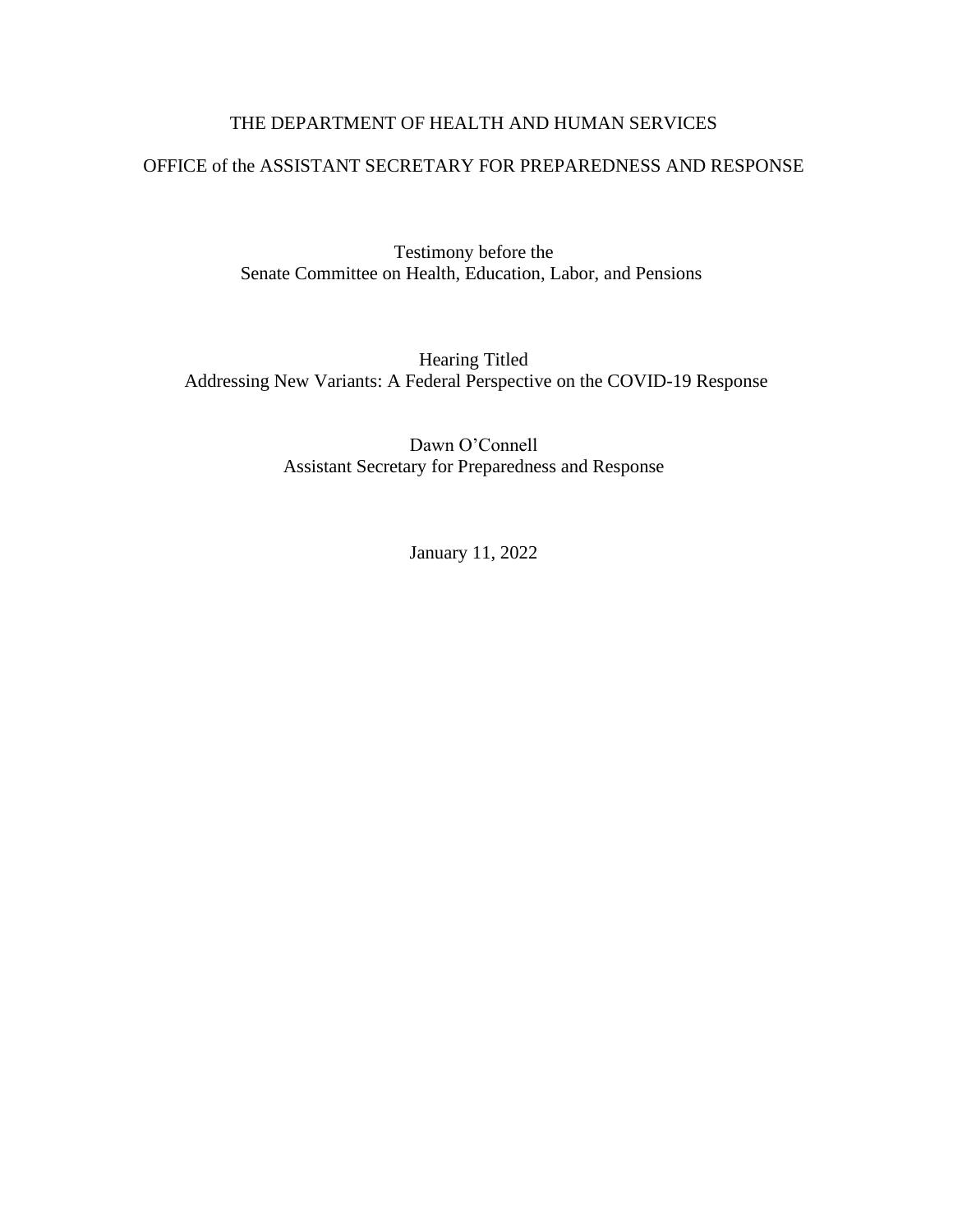THE DEPARTMENT OF HEALTH AND HUMAN SERVICES

OFFICE of the ASSISTANT SECRETARY FOR PREPAREDNESS AND RESPONSE

Testimony before the
Senate Committee on Health, Education, Labor, and Pensions

Hearing Titled
Addressing New Variants: A Federal Perspective on the COVID-19 Response

Dawn O'Connell
Assistant Secretary for Preparedness and Response

January 11, 2022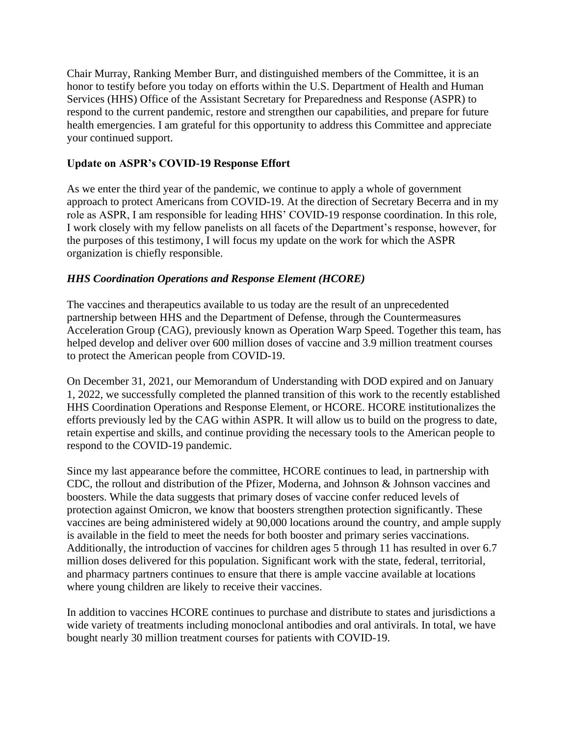Chair Murray, Ranking Member Burr, and distinguished members of the Committee, it is an honor to testify before you today on efforts within the U.S. Department of Health and Human Services (HHS) Office of the Assistant Secretary for Preparedness and Response (ASPR) to respond to the current pandemic, restore and strengthen our capabilities, and prepare for future health emergencies. I am grateful for this opportunity to address this Committee and appreciate your continued support.

## Update on ASPR's COVID-19 Response Effort

As we enter the third year of the pandemic, we continue to apply a whole of government approach to protect Americans from COVID-19. At the direction of Secretary Becerra and in my role as ASPR, I am responsible for leading HHS' COVID-19 response coordination. In this role, I work closely with my fellow panelists on all facets of the Department's response, however, for the purposes of this testimony, I will focus my update on the work for which the ASPR organization is chiefly responsible.

### *HHS Coordination Operations and Response Element (HCORE)*

The vaccines and therapeutics available to us today are the result of an unprecedented partnership between HHS and the Department of Defense, through the Countermeasures Acceleration Group (CAG), previously known as Operation Warp Speed. Together this team, has helped develop and deliver over 600 million doses of vaccine and 3.9 million treatment courses to protect the American people from COVID-19.

On December 31, 2021, our Memorandum of Understanding with DOD expired and on January 1, 2022, we successfully completed the planned transition of this work to the recently established HHS Coordination Operations and Response Element, or HCORE. HCORE institutionalizes the efforts previously led by the CAG within ASPR. It will allow us to build on the progress to date, retain expertise and skills, and continue providing the necessary tools to the American people to respond to the COVID-19 pandemic.

Since my last appearance before the committee, HCORE continues to lead, in partnership with CDC, the rollout and distribution of the Pfizer, Moderna, and Johnson & Johnson vaccines and boosters. While the data suggests that primary doses of vaccine confer reduced levels of protection against Omicron, we know that boosters strengthen protection significantly. These vaccines are being administered widely at 90,000 locations around the country, and ample supply is available in the field to meet the needs for both booster and primary series vaccinations. Additionally, the introduction of vaccines for children ages 5 through 11 has resulted in over 6.7 million doses delivered for this population. Significant work with the state, federal, territorial, and pharmacy partners continues to ensure that there is ample vaccine available at locations where young children are likely to receive their vaccines.

In addition to vaccines HCORE continues to purchase and distribute to states and jurisdictions a wide variety of treatments including monoclonal antibodies and oral antivirals. In total, we have bought nearly 30 million treatment courses for patients with COVID-19.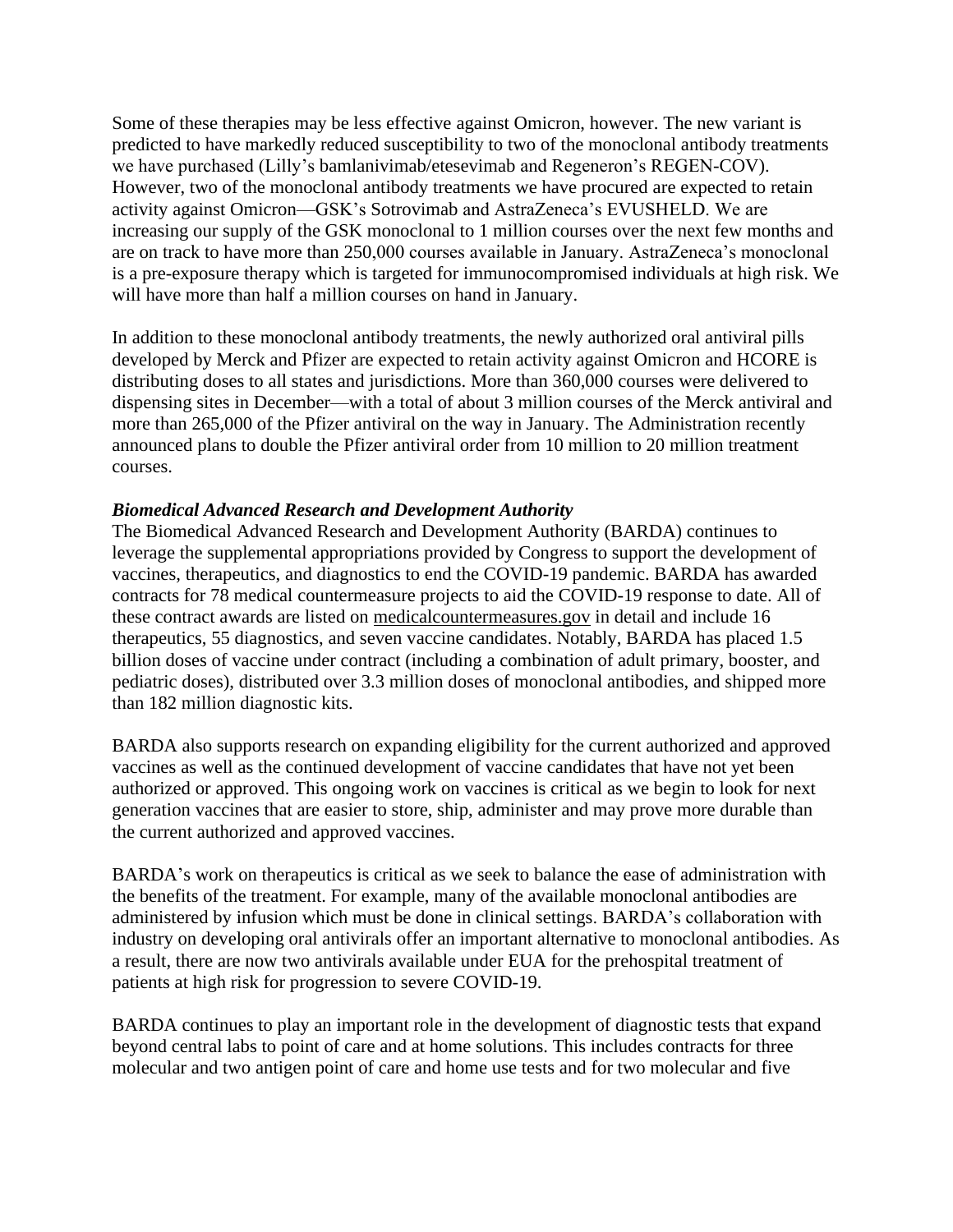Some of these therapies may be less effective against Omicron, however. The new variant is predicted to have markedly reduced susceptibility to two of the monoclonal antibody treatments we have purchased (Lilly's bamlanivimab/etesevimab and Regeneron's REGEN-COV). However, two of the monoclonal antibody treatments we have procured are expected to retain activity against Omicron—GSK's Sotrovimab and AstraZeneca's EVUSHELD. We are increasing our supply of the GSK monoclonal to 1 million courses over the next few months and are on track to have more than 250,000 courses available in January. AstraZeneca's monoclonal is a pre-exposure therapy which is targeted for immunocompromised individuals at high risk. We will have more than half a million courses on hand in January.

In addition to these monoclonal antibody treatments, the newly authorized oral antiviral pills developed by Merck and Pfizer are expected to retain activity against Omicron and HCORE is distributing doses to all states and jurisdictions. More than 360,000 courses were delivered to dispensing sites in December—with a total of about 3 million courses of the Merck antiviral and more than 265,000 of the Pfizer antiviral on the way in January. The Administration recently announced plans to double the Pfizer antiviral order from 10 million to 20 million treatment courses.

***Biomedical Advanced Research and Development Authority***

The Biomedical Advanced Research and Development Authority (BARDA) continues to leverage the supplemental appropriations provided by Congress to support the development of vaccines, therapeutics, and diagnostics to end the COVID-19 pandemic. BARDA has awarded contracts for 78 medical countermeasure projects to aid the COVID-19 response to date. All of these contract awards are listed on medicalcountermeasures.gov in detail and include 16 therapeutics, 55 diagnostics, and seven vaccine candidates. Notably, BARDA has placed 1.5 billion doses of vaccine under contract (including a combination of adult primary, booster, and pediatric doses), distributed over 3.3 million doses of monoclonal antibodies, and shipped more than 182 million diagnostic kits.

BARDA also supports research on expanding eligibility for the current authorized and approved vaccines as well as the continued development of vaccine candidates that have not yet been authorized or approved. This ongoing work on vaccines is critical as we begin to look for next generation vaccines that are easier to store, ship, administer and may prove more durable than the current authorized and approved vaccines.

BARDA's work on therapeutics is critical as we seek to balance the ease of administration with the benefits of the treatment. For example, many of the available monoclonal antibodies are administered by infusion which must be done in clinical settings. BARDA's collaboration with industry on developing oral antivirals offer an important alternative to monoclonal antibodies. As a result, there are now two antivirals available under EUA for the prehospital treatment of patients at high risk for progression to severe COVID-19.

BARDA continues to play an important role in the development of diagnostic tests that expand beyond central labs to point of care and at home solutions. This includes contracts for three molecular and two antigen point of care and home use tests and for two molecular and five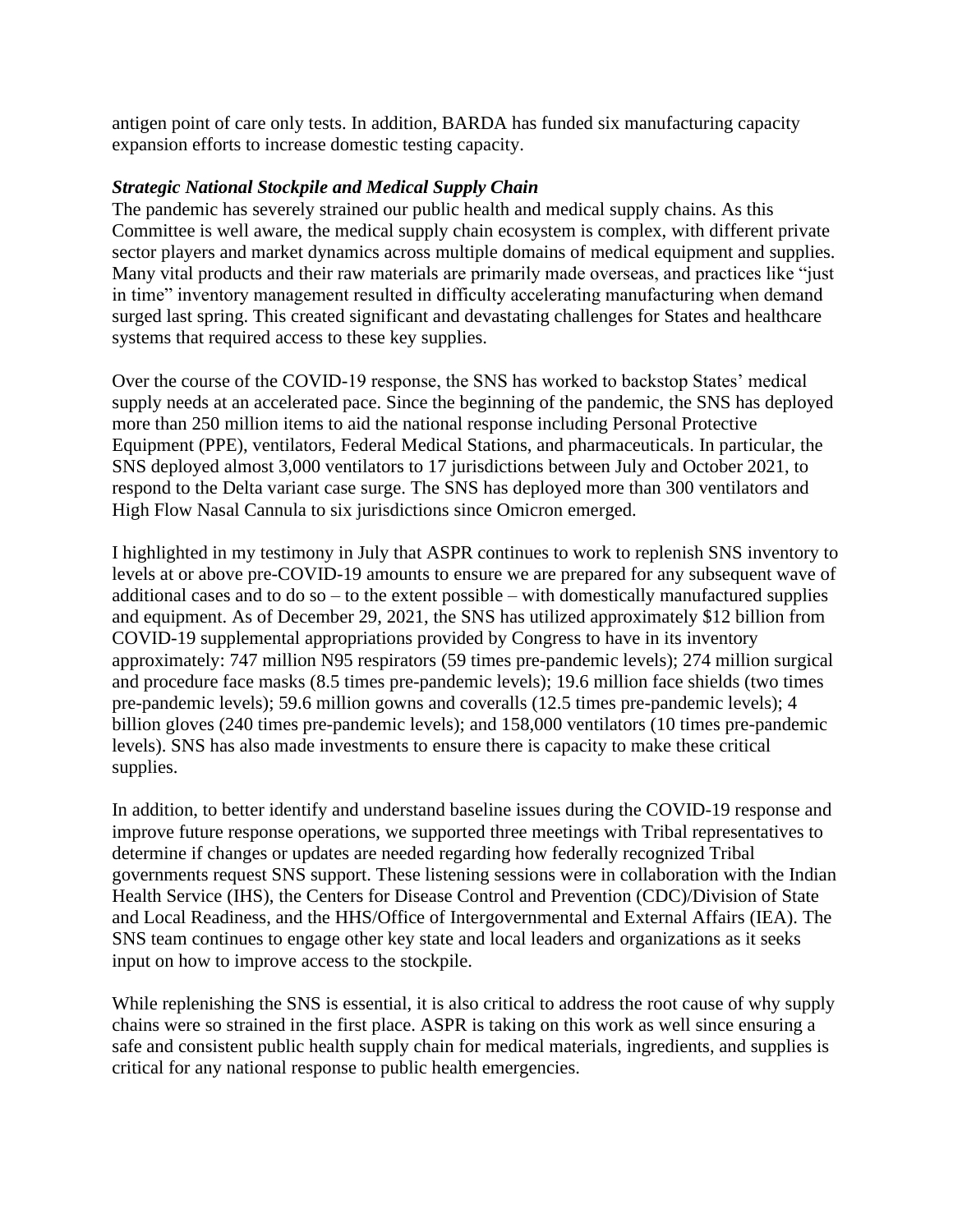antigen point of care only tests. In addition, BARDA has funded six manufacturing capacity expansion efforts to increase domestic testing capacity.

***Strategic National Stockpile and Medical Supply Chain***

The pandemic has severely strained our public health and medical supply chains. As this Committee is well aware, the medical supply chain ecosystem is complex, with different private sector players and market dynamics across multiple domains of medical equipment and supplies. Many vital products and their raw materials are primarily made overseas, and practices like "just in time" inventory management resulted in difficulty accelerating manufacturing when demand surged last spring. This created significant and devastating challenges for States and healthcare systems that required access to these key supplies.

Over the course of the COVID-19 response, the SNS has worked to backstop States' medical supply needs at an accelerated pace. Since the beginning of the pandemic, the SNS has deployed more than 250 million items to aid the national response including Personal Protective Equipment (PPE), ventilators, Federal Medical Stations, and pharmaceuticals. In particular, the SNS deployed almost 3,000 ventilators to 17 jurisdictions between July and October 2021, to respond to the Delta variant case surge. The SNS has deployed more than 300 ventilators and High Flow Nasal Cannula to six jurisdictions since Omicron emerged.

I highlighted in my testimony in July that ASPR continues to work to replenish SNS inventory to levels at or above pre-COVID-19 amounts to ensure we are prepared for any subsequent wave of additional cases and to do so – to the extent possible – with domestically manufactured supplies and equipment. As of December 29, 2021, the SNS has utilized approximately $12 billion from COVID-19 supplemental appropriations provided by Congress to have in its inventory approximately: 747 million N95 respirators (59 times pre-pandemic levels); 274 million surgical and procedure face masks (8.5 times pre-pandemic levels); 19.6 million face shields (two times pre-pandemic levels); 59.6 million gowns and coveralls (12.5 times pre-pandemic levels); 4 billion gloves (240 times pre-pandemic levels); and 158,000 ventilators (10 times pre-pandemic levels). SNS has also made investments to ensure there is capacity to make these critical supplies.

In addition, to better identify and understand baseline issues during the COVID-19 response and improve future response operations, we supported three meetings with Tribal representatives to determine if changes or updates are needed regarding how federally recognized Tribal governments request SNS support. These listening sessions were in collaboration with the Indian Health Service (IHS), the Centers for Disease Control and Prevention (CDC)/Division of State and Local Readiness, and the HHS/Office of Intergovernmental and External Affairs (IEA). The SNS team continues to engage other key state and local leaders and organizations as it seeks input on how to improve access to the stockpile.

While replenishing the SNS is essential, it is also critical to address the root cause of why supply chains were so strained in the first place. ASPR is taking on this work as well since ensuring a safe and consistent public health supply chain for medical materials, ingredients, and supplies is critical for any national response to public health emergencies.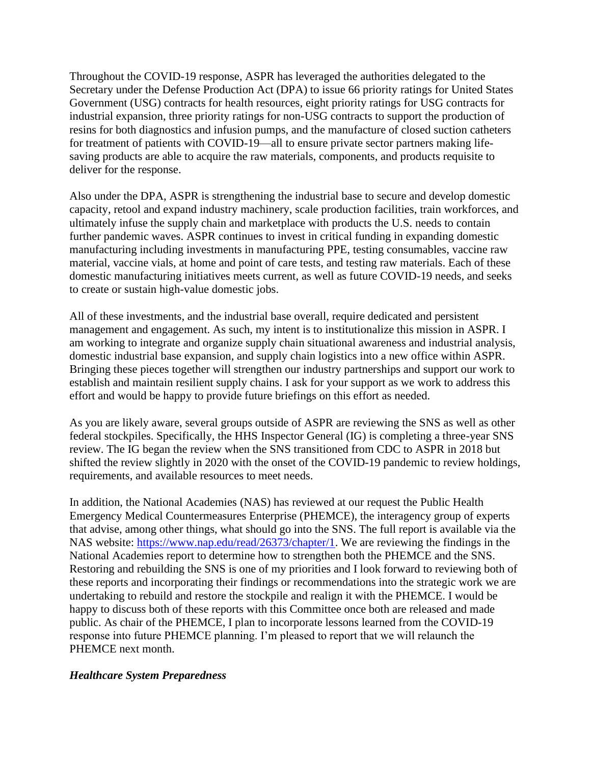Throughout the COVID-19 response, ASPR has leveraged the authorities delegated to the Secretary under the Defense Production Act (DPA) to issue 66 priority ratings for United States Government (USG) contracts for health resources, eight priority ratings for USG contracts for industrial expansion, three priority ratings for non-USG contracts to support the production of resins for both diagnostics and infusion pumps, and the manufacture of closed suction catheters for treatment of patients with COVID-19—all to ensure private sector partners making life-saving products are able to acquire the raw materials, components, and products requisite to deliver for the response.

Also under the DPA, ASPR is strengthening the industrial base to secure and develop domestic capacity, retool and expand industry machinery, scale production facilities, train workforces, and ultimately infuse the supply chain and marketplace with products the U.S. needs to contain further pandemic waves. ASPR continues to invest in critical funding in expanding domestic manufacturing including investments in manufacturing PPE, testing consumables, vaccine raw material, vaccine vials, at home and point of care tests, and testing raw materials. Each of these domestic manufacturing initiatives meets current, as well as future COVID-19 needs, and seeks to create or sustain high-value domestic jobs.

All of these investments, and the industrial base overall, require dedicated and persistent management and engagement. As such, my intent is to institutionalize this mission in ASPR. I am working to integrate and organize supply chain situational awareness and industrial analysis, domestic industrial base expansion, and supply chain logistics into a new office within ASPR. Bringing these pieces together will strengthen our industry partnerships and support our work to establish and maintain resilient supply chains. I ask for your support as we work to address this effort and would be happy to provide future briefings on this effort as needed.

As you are likely aware, several groups outside of ASPR are reviewing the SNS as well as other federal stockpiles. Specifically, the HHS Inspector General (IG) is completing a three-year SNS review. The IG began the review when the SNS transitioned from CDC to ASPR in 2018 but shifted the review slightly in 2020 with the onset of the COVID-19 pandemic to review holdings, requirements, and available resources to meet needs.

In addition, the National Academies (NAS) has reviewed at our request the Public Health Emergency Medical Countermeasures Enterprise (PHEMCE), the interagency group of experts that advise, among other things, what should go into the SNS. The full report is available via the NAS website: [https://www.nap.edu/read/26373/chapter/1](https://www.nap.edu/read/26373/chapter/1). We are reviewing the findings in the National Academies report to determine how to strengthen both the PHEMCE and the SNS. Restoring and rebuilding the SNS is one of my priorities and I look forward to reviewing both of these reports and incorporating their findings or recommendations into the strategic work we are undertaking to rebuild and restore the stockpile and realign it with the PHEMCE. I would be happy to discuss both of these reports with this Committee once both are released and made public. As chair of the PHEMCE, I plan to incorporate lessons learned from the COVID-19 response into future PHEMCE planning. I'm pleased to report that we will relaunch the PHEMCE next month.

***Healthcare System Preparedness***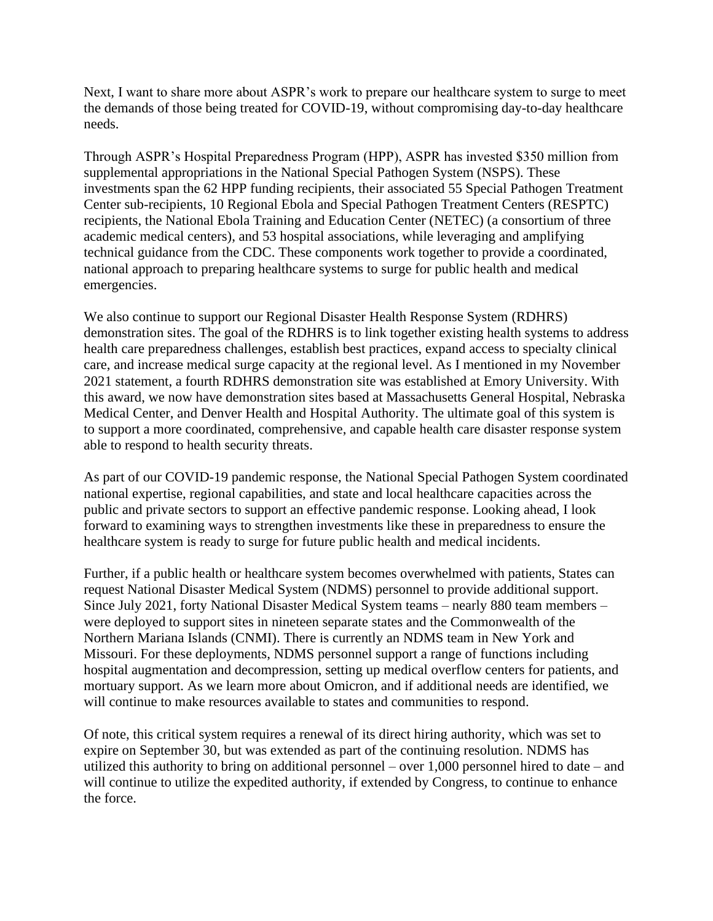Next, I want to share more about ASPR's work to prepare our healthcare system to surge to meet the demands of those being treated for COVID-19, without compromising day-to-day healthcare needs.

Through ASPR's Hospital Preparedness Program (HPP), ASPR has invested $350 million from supplemental appropriations in the National Special Pathogen System (NSPS). These investments span the 62 HPP funding recipients, their associated 55 Special Pathogen Treatment Center sub-recipients, 10 Regional Ebola and Special Pathogen Treatment Centers (RESPTC) recipients, the National Ebola Training and Education Center (NETEC) (a consortium of three academic medical centers), and 53 hospital associations, while leveraging and amplifying technical guidance from the CDC. These components work together to provide a coordinated, national approach to preparing healthcare systems to surge for public health and medical emergencies.

We also continue to support our Regional Disaster Health Response System (RDHRS) demonstration sites. The goal of the RDHRS is to link together existing health systems to address health care preparedness challenges, establish best practices, expand access to specialty clinical care, and increase medical surge capacity at the regional level. As I mentioned in my November 2021 statement, a fourth RDHRS demonstration site was established at Emory University. With this award, we now have demonstration sites based at Massachusetts General Hospital, Nebraska Medical Center, and Denver Health and Hospital Authority. The ultimate goal of this system is to support a more coordinated, comprehensive, and capable health care disaster response system able to respond to health security threats.

As part of our COVID-19 pandemic response, the National Special Pathogen System coordinated national expertise, regional capabilities, and state and local healthcare capacities across the public and private sectors to support an effective pandemic response. Looking ahead, I look forward to examining ways to strengthen investments like these in preparedness to ensure the healthcare system is ready to surge for future public health and medical incidents.

Further, if a public health or healthcare system becomes overwhelmed with patients, States can request National Disaster Medical System (NDMS) personnel to provide additional support. Since July 2021, forty National Disaster Medical System teams – nearly 880 team members – were deployed to support sites in nineteen separate states and the Commonwealth of the Northern Mariana Islands (CNMI). There is currently an NDMS team in New York and Missouri. For these deployments, NDMS personnel support a range of functions including hospital augmentation and decompression, setting up medical overflow centers for patients, and mortuary support. As we learn more about Omicron, and if additional needs are identified, we will continue to make resources available to states and communities to respond.

Of note, this critical system requires a renewal of its direct hiring authority, which was set to expire on September 30, but was extended as part of the continuing resolution. NDMS has utilized this authority to bring on additional personnel – over 1,000 personnel hired to date – and will continue to utilize the expedited authority, if extended by Congress, to continue to enhance the force.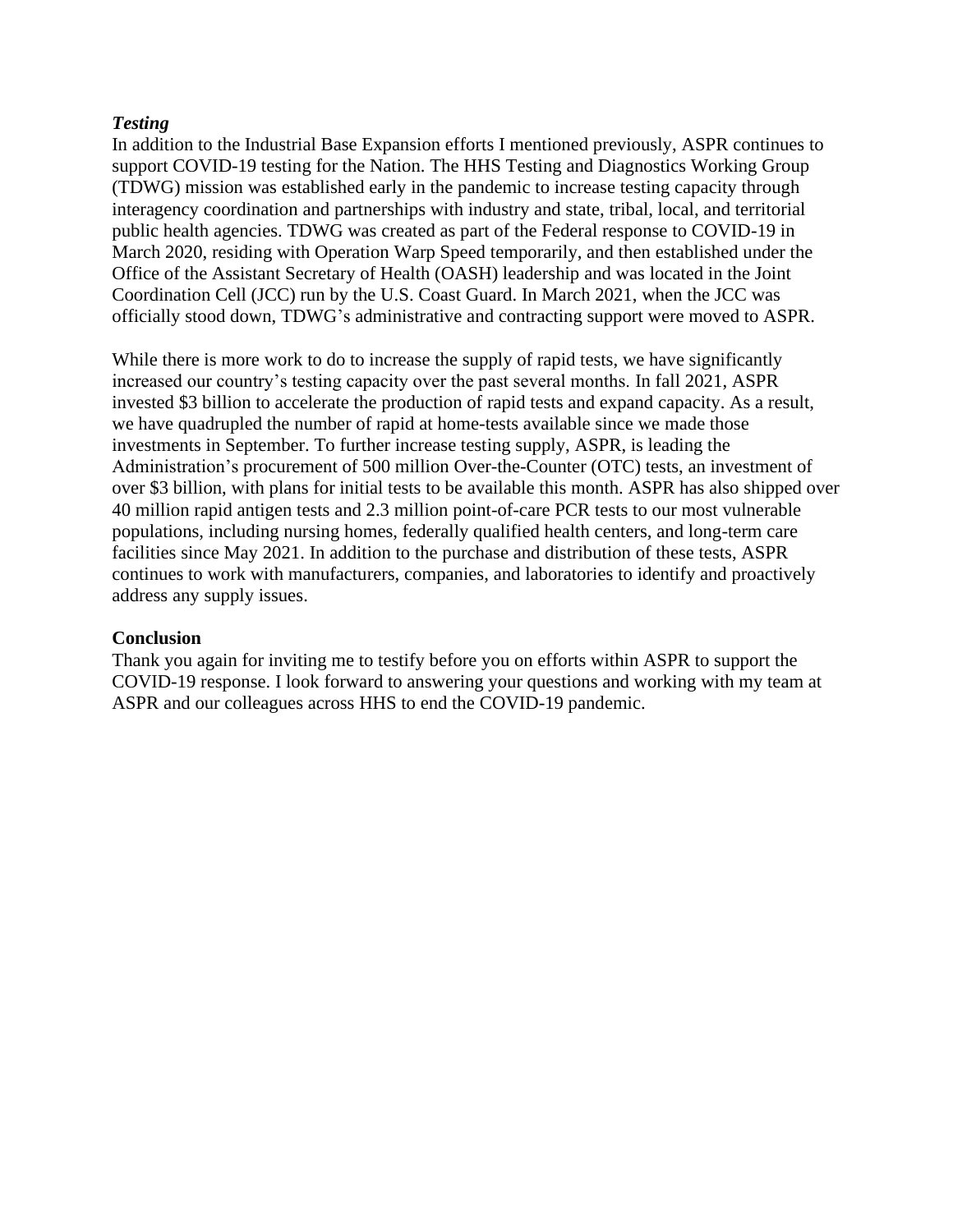***Testing***

In addition to the Industrial Base Expansion efforts I mentioned previously, ASPR continues to support COVID-19 testing for the Nation. The HHS Testing and Diagnostics Working Group (TDWG) mission was established early in the pandemic to increase testing capacity through interagency coordination and partnerships with industry and state, tribal, local, and territorial public health agencies. TDWG was created as part of the Federal response to COVID-19 in March 2020, residing with Operation Warp Speed temporarily, and then established under the Office of the Assistant Secretary of Health (OASH) leadership and was located in the Joint Coordination Cell (JCC) run by the U.S. Coast Guard. In March 2021, when the JCC was officially stood down, TDWG's administrative and contracting support were moved to ASPR.

While there is more work to do to increase the supply of rapid tests, we have significantly increased our country's testing capacity over the past several months. In fall 2021, ASPR invested $3 billion to accelerate the production of rapid tests and expand capacity. As a result, we have quadrupled the number of rapid at home-tests available since we made those investments in September. To further increase testing supply, ASPR, is leading the Administration's procurement of 500 million Over-the-Counter (OTC) tests, an investment of over $3 billion, with plans for initial tests to be available this month. ASPR has also shipped over 40 million rapid antigen tests and 2.3 million point-of-care PCR tests to our most vulnerable populations, including nursing homes, federally qualified health centers, and long-term care facilities since May 2021. In addition to the purchase and distribution of these tests, ASPR continues to work with manufacturers, companies, and laboratories to identify and proactively address any supply issues.

**Conclusion**

Thank you again for inviting me to testify before you on efforts within ASPR to support the COVID-19 response. I look forward to answering your questions and working with my team at ASPR and our colleagues across HHS to end the COVID-19 pandemic.